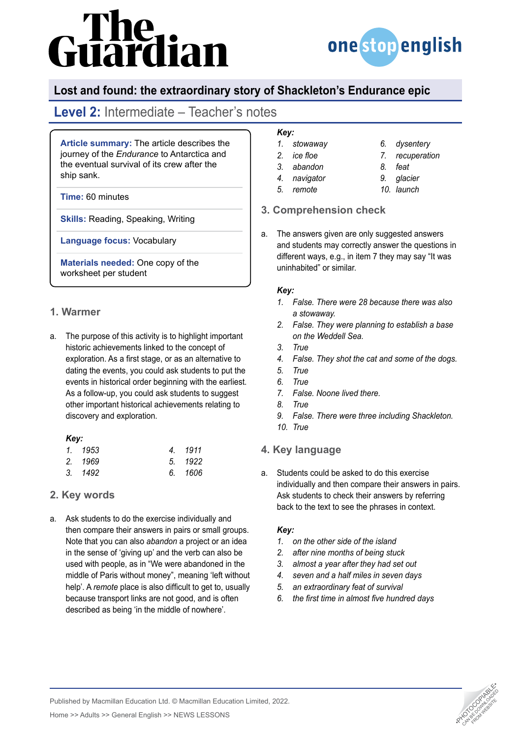# Lost and found: the extraordinary story of Shackleton's Endurance epic

## Level 2: Intermediate – Teacher's notes

**Article summary:** The article describes the journey of the *Endurance* to Antarctica and the eventual survival of its crew after the ship sank.

**Time:** 60 minutes

**Skills:** Reading, Speaking, Writing

**Language focus:** Vocabulary

**Materials needed:** One copy of the worksheet per student

### 1. Warmer

a. The purpose of this activity is to highlight important historic achievements linked to the concept of exploration. As a first stage, or as an alternative to dating the events, you could ask students to put the events in historical order beginning with the earliest. As a follow-up, you could ask students to suggest other important historical achievements relating to discovery and exploration.

***Key:***

1. *1953*
2. *1969*
3. *1492*
4. *1911*
5. *1922*
6. *1606*

### 2. Key words

a. Ask students to do the exercise individually and then compare their answers in pairs or small groups. Note that you can also *abandon* a project or an idea in the sense of 'giving up' and the verb can also be used with people, as in "We were abandoned in the middle of Paris without money", meaning 'left without help'. A *remote* place is also difficult to get to, usually because transport links are not good, and is often described as being 'in the middle of nowhere'.

***Key:***

1. *stowaway*
2. *ice floe*
3. *abandon*
4. *navigator*
5. *remote*
6. *dysentery*
7. *recuperation*
8. *feat*
9. *glacier*
10. *launch*

### 3. Comprehension check

a. The answers given are only suggested answers and students may correctly answer the questions in different ways, e.g., in item 7 they may say "It was uninhabited" or similar.

***Key:***

1. *False. There were 28 because there was also a stowaway.*
2. *False. They were planning to establish a base on the Weddell Sea.*
3. *True*
4. *False. They shot the cat and some of the dogs.*
5. *True*
6. *True*
7. *False. Noone lived there.*
8. *True*
9. *False. There were three including Shackleton.*
10. *True*

### 4. Key language

a. Students could be asked to do this exercise individually and then compare their answers in pairs. Ask students to check their answers by referring back to the text to see the phrases in context.

***Key:***

1. *on the other side of the island*
2. *after nine months of being stuck*
3. *almost a year after they had set out*
4. *seven and a half miles in seven days*
5. *an extraordinary feat of survival*
6. *the first time in almost five hundred days*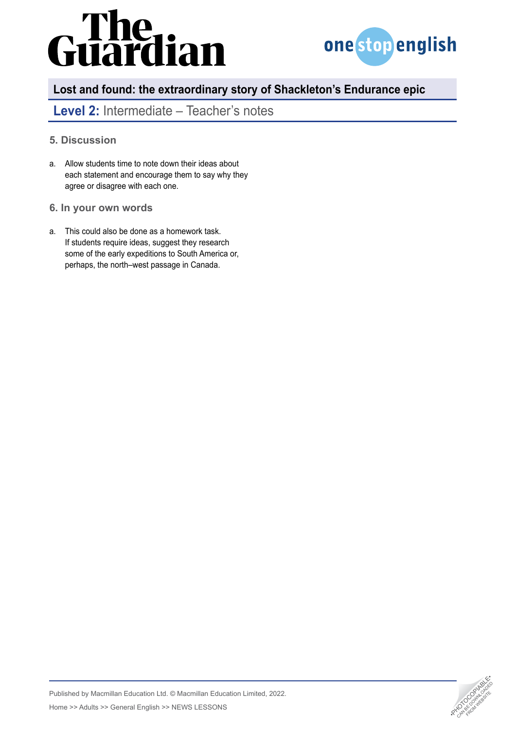## 5. Discussion

a. Allow students time to note down their ideas about each statement and encourage them to say why they agree or disagree with each one.

## 6. In your own words

a. This could also be done as a homework task. If students require ideas, suggest they research some of the early expeditions to South America or, perhaps, the north–west passage in Canada.